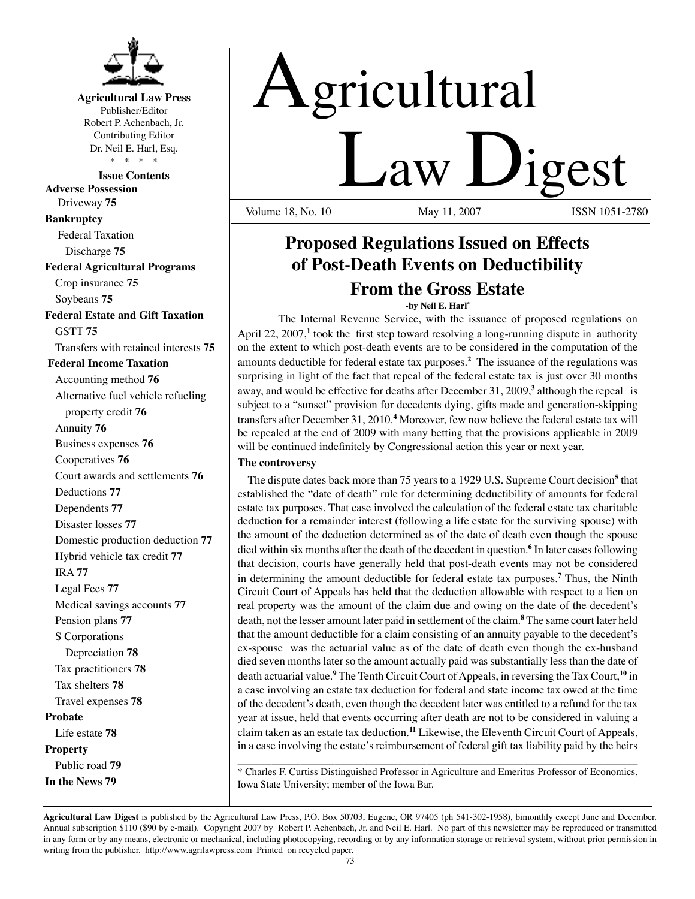**Agricultural Law Press**
Publisher/Editor
Robert P. Achenbach, Jr.
Contributing Editor
Dr. Neil E. Harl, Esq.
\* \* \* \*

**Issue Contents**

**Adverse Possession**
- Driveway **75**

**Bankruptcy**
- Federal Taxation
  - Discharge **75**

**Federal Agricultural Programs**
- Crop insurance **75**
- Soybeans **75**

**Federal Estate and Gift Taxation**
- GSTT **75**
- Transfers with retained interests **75**

**Federal Income Taxation**
- Accounting method **76**
- Alternative fuel vehicle refueling property credit **76**
- Annuity **76**
- Business expenses **76**
- Cooperatives **76**
- Court awards and settlements **76**
- Deductions **77**
- Dependents **77**
- Disaster losses **77**
- Domestic production deduction **77**
- Hybrid vehicle tax credit **77**
- IRA **77**
- Legal Fees **77**
- Medical savings accounts **77**
- Pension plans **77**
- S Corporations
  - Depreciation **78**
- Tax practitioners **78**
- Tax shelters **78**
- Travel expenses **78**

**Probate**
- Life estate **78**

**Property**
- Public road **79**

**In the News 79**

# Agricultural Law Digest

Volume 18, No. 10 May 11, 2007 ISSN 1051-2780

## Proposed Regulations Issued on Effects of Post-Death Events on Deductibility From the Gross Estate

**-by Neil E. Harl\***

The Internal Revenue Service, with the issuance of proposed regulations on April 22, 2007,[1] took the first step toward resolving a long-running dispute in authority on the extent to which post-death events are to be considered in the computation of the amounts deductible for federal estate tax purposes.[2] The issuance of the regulations was surprising in light of the fact that repeal of the federal estate tax is just over 30 months away, and would be effective for deaths after December 31, 2009,[3] although the repeal is subject to a "sunset" provision for decedents dying, gifts made and generation-skipping transfers after December 31, 2010.[4] Moreover, few now believe the federal estate tax will be repealed at the end of 2009 with many betting that the provisions applicable in 2009 will be continued indefinitely by Congressional action this year or next year.

### The controversy

The dispute dates back more than 75 years to a 1929 U.S. Supreme Court decision[5] that established the "date of death" rule for determining deductibility of amounts for federal estate tax purposes. That case involved the calculation of the federal estate tax charitable deduction for a remainder interest (following a life estate for the surviving spouse) with the amount of the deduction determined as of the date of death even though the spouse died within six months after the death of the decedent in question.[6] In later cases following that decision, courts have generally held that post-death events may not be considered in determining the amount deductible for federal estate tax purposes.[7] Thus, the Ninth Circuit Court of Appeals has held that the deduction allowable with respect to a lien on real property was the amount of the claim due and owing on the date of the decedent's death, not the lesser amount later paid in settlement of the claim.[8] The same court later held that the amount deductible for a claim consisting of an annuity payable to the decedent's ex-spouse was the actuarial value as of the date of death even though the ex-husband died seven months later so the amount actually paid was substantially less than the date of death actuarial value.[9] The Tenth Circuit Court of Appeals, in reversing the Tax Court,[10] in a case involving an estate tax deduction for federal and state income tax owed at the time of the decedent's death, even though the decedent later was entitled to a refund for the tax year at issue, held that events occurring after death are not to be considered in valuing a claim taken as an estate tax deduction.[11] Likewise, the Eleventh Circuit Court of Appeals, in a case involving the estate's reimbursement of federal gift tax liability paid by the heirs

\* Charles F. Curtiss Distinguished Professor in Agriculture and Emeritus Professor of Economics, Iowa State University; member of the Iowa Bar.

**Agricultural Law Digest** is published by the Agricultural Law Press, P.O. Box 50703, Eugene, OR 97405 (ph 541-302-1958), bimonthly except June and December. Annual subscription $110 ($90 by e-mail). Copyright 2007 by Robert P. Achenbach, Jr. and Neil E. Harl. No part of this newsletter may be reproduced or transmitted in any form or by any means, electronic or mechanical, including photocopying, recording or by any information storage or retrieval system, without prior permission in writing from the publisher. http://www.agrilawpress.com Printed on recycled paper.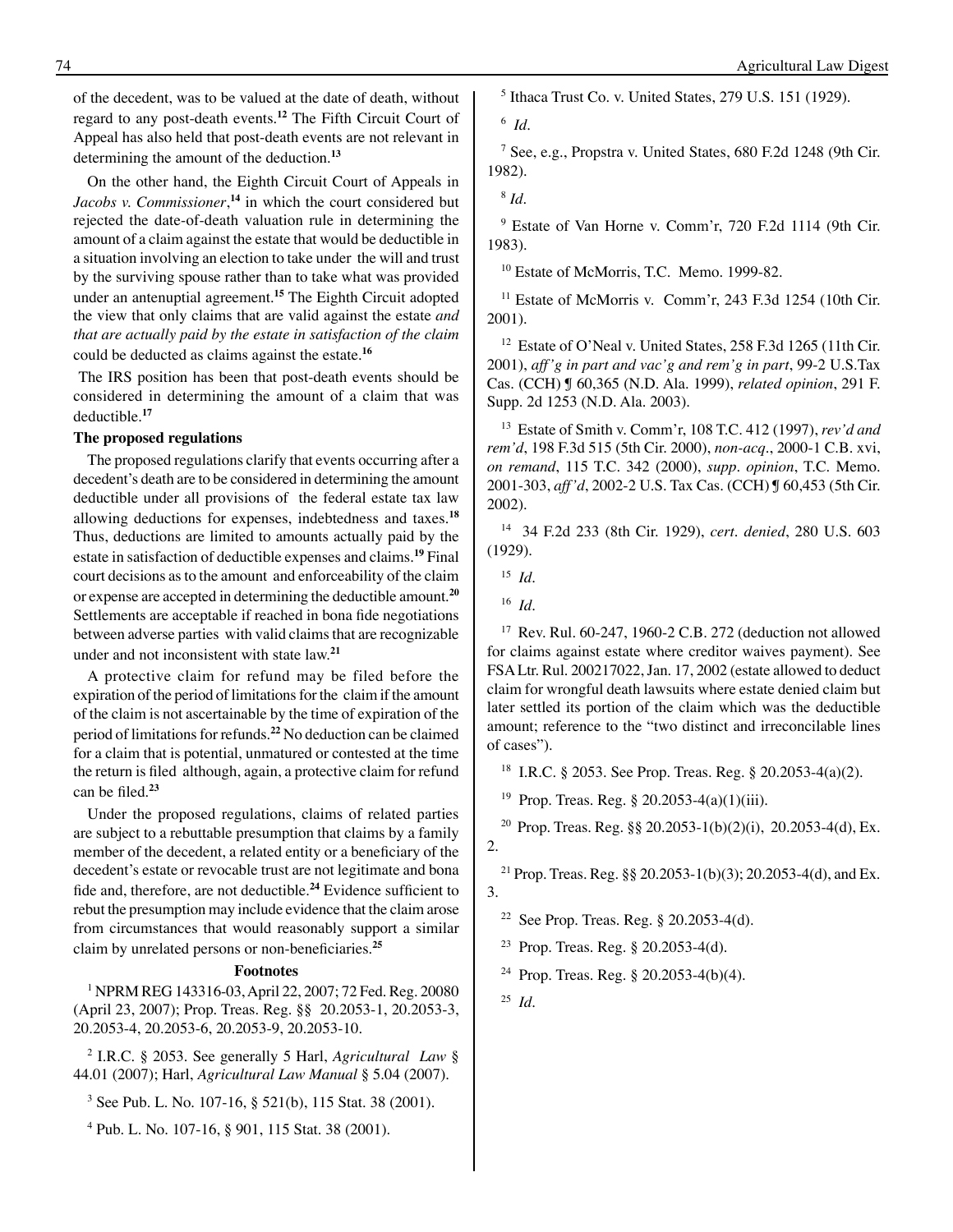of the decedent, was to be valued at the date of death, without regard to any post-death events.[12] The Fifth Circuit Court of Appeal has also held that post-death events are not relevant in determining the amount of the deduction.[13]

On the other hand, the Eighth Circuit Court of Appeals in *Jacobs v. Commissioner*,[14] in which the court considered but rejected the date-of-death valuation rule in determining the amount of a claim against the estate that would be deductible in a situation involving an election to take under the will and trust by the surviving spouse rather than to take what was provided under an antenuptial agreement.[15] The Eighth Circuit adopted the view that only claims that are valid against the estate *and that are actually paid by the estate in satisfaction of the claim* could be deducted as claims against the estate.[16]

The IRS position has been that post-death events should be considered in determining the amount of a claim that was deductible.[17]

**The proposed regulations**

The proposed regulations clarify that events occurring after a decedent's death are to be considered in determining the amount deductible under all provisions of the federal estate tax law allowing deductions for expenses, indebtedness and taxes.[18] Thus, deductions are limited to amounts actually paid by the estate in satisfaction of deductible expenses and claims.[19] Final court decisions as to the amount and enforceability of the claim or expense are accepted in determining the deductible amount.[20] Settlements are acceptable if reached in bona fide negotiations between adverse parties with valid claims that are recognizable under and not inconsistent with state law.[21]

A protective claim for refund may be filed before the expiration of the period of limitations for the claim if the amount of the claim is not ascertainable by the time of expiration of the period of limitations for refunds.[22] No deduction can be claimed for a claim that is potential, unmatured or contested at the time the return is filed although, again, a protective claim for refund can be filed.[23]

Under the proposed regulations, claims of related parties are subject to a rebuttable presumption that claims by a family member of the decedent, a related entity or a beneficiary of the decedent's estate or revocable trust are not legitimate and bona fide and, therefore, are not deductible.[24] Evidence sufficient to rebut the presumption may include evidence that the claim arose from circumstances that would reasonably support a similar claim by unrelated persons or non-beneficiaries.[25]

**Footnotes**

[1] NPRM REG 143316-03, April 22, 2007; 72 Fed. Reg. 20080 (April 23, 2007); Prop. Treas. Reg. §§ 20.2053-1, 20.2053-3, 20.2053-4, 20.2053-6, 20.2053-9, 20.2053-10.

[2] I.R.C. § 2053. See generally 5 Harl, *Agricultural Law* § 44.01 (2007); Harl, *Agricultural Law Manual* § 5.04 (2007).

[3] See Pub. L. No. 107-16, § 521(b), 115 Stat. 38 (2001).

[4] Pub. L. No. 107-16, § 901, 115 Stat. 38 (2001).

[5] Ithaca Trust Co. v. United States, 279 U.S. 151 (1929).

[6] *Id.*

[7] See, e.g., Propstra v. United States, 680 F.2d 1248 (9th Cir. 1982).

[8] *Id.*

[9] Estate of Van Horne v. Comm'r, 720 F.2d 1114 (9th Cir. 1983).

[10] Estate of McMorris, T.C. Memo. 1999-82.

[11] Estate of McMorris v. Comm'r, 243 F.3d 1254 (10th Cir. 2001).

[12] Estate of O'Neal v. United States, 258 F.3d 1265 (11th Cir. 2001), *aff'g in part and vac'g and rem'g in part*, 99-2 U.S.Tax Cas. (CCH) ¶ 60,365 (N.D. Ala. 1999), *related opinion*, 291 F. Supp. 2d 1253 (N.D. Ala. 2003).

[13] Estate of Smith v. Comm'r, 108 T.C. 412 (1997), *rev'd and rem'd*, 198 F.3d 515 (5th Cir. 2000), *non-acq.*, 2000-1 C.B. xvi, *on remand*, 115 T.C. 342 (2000), *supp. opinion*, T.C. Memo. 2001-303, *aff'd*, 2002-2 U.S. Tax Cas. (CCH) ¶ 60,453 (5th Cir. 2002).

[14] 34 F.2d 233 (8th Cir. 1929), *cert. denied*, 280 U.S. 603 (1929).

[15] *Id.*

[16] *Id.*

[17] Rev. Rul. 60-247, 1960-2 C.B. 272 (deduction not allowed for claims against estate where creditor waives payment). See FSA Ltr. Rul. 200217022, Jan. 17, 2002 (estate allowed to deduct claim for wrongful death lawsuits where estate denied claim but later settled its portion of the claim which was the deductible amount; reference to the "two distinct and irreconcilable lines of cases").

[18] I.R.C. § 2053. See Prop. Treas. Reg. § 20.2053-4(a)(2).

[19] Prop. Treas. Reg. § 20.2053-4(a)(1)(iii).

[20] Prop. Treas. Reg. §§ 20.2053-1(b)(2)(i), 20.2053-4(d), Ex. 2.

[21] Prop. Treas. Reg. §§ 20.2053-1(b)(3); 20.2053-4(d), and Ex. 3.

[22] See Prop. Treas. Reg. § 20.2053-4(d).

[23] Prop. Treas. Reg. § 20.2053-4(d).

[24] Prop. Treas. Reg. § 20.2053-4(b)(4).

[25] *Id.*